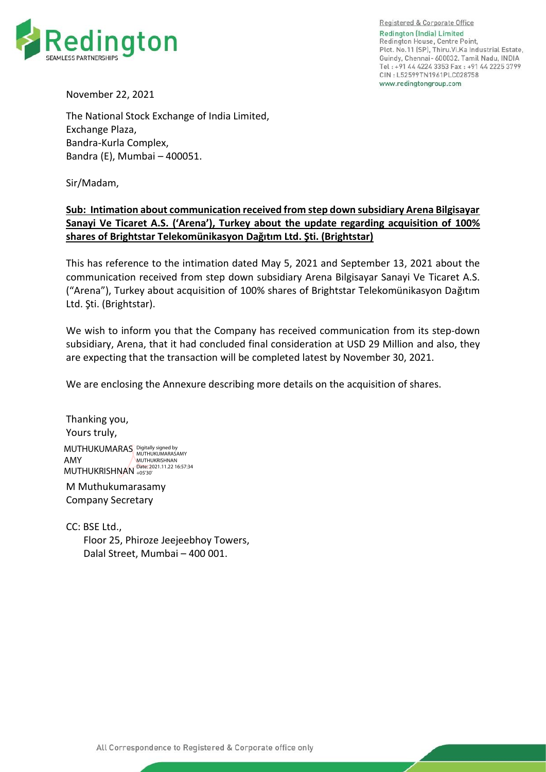Registered & Corporate Office

Redington (India) Limited
Redington House, Centre Point,
Plot. No.11 (SP), Thiru.Vi.Ka Industrial Estate,
Guindy, Chennai - 600032. Tamil Nadu, INDIA
Tel : +91 44 4224 3353 Fax : +91 44 2225 3799
CIN : L52599TN1961PLC028758
www.redingtongroup.com

November 22, 2021

The National Stock Exchange of India Limited,
Exchange Plaza,
Bandra-Kurla Complex,
Bandra (E), Mumbai – 400051.

Sir/Madam,

**Sub: Intimation about communication received from step down subsidiary Arena Bilgisayar Sanayi Ve Ticaret A.S. ('Arena'), Turkey about the update regarding acquisition of 100% shares of Brightstar Telekomünikasyon Dağıtım Ltd. Şti. (Brightstar)**

This has reference to the intimation dated May 5, 2021 and September 13, 2021 about the communication received from step down subsidiary Arena Bilgisayar Sanayi Ve Ticaret A.S. ("Arena"), Turkey about acquisition of 100% shares of Brightstar Telekomünikasyon Dağıtım Ltd. Şti. (Brightstar).

We wish to inform you that the Company has received communication from its step-down subsidiary, Arena, that it had concluded final consideration at USD 29 Million and also, they are expecting that the transaction will be completed latest by November 30, 2021.

We are enclosing the Annexure describing more details on the acquisition of shares.

Thanking you,
Yours truly,

MUTHUKUMARASAMY MUTHUKRISHNAN
Digitally signed by MUTHUKUMARASAMY MUTHUKRISHNAN
Date: 2021.11.22 16:57:34 +05'30'

M Muthukumarasamy
Company Secretary

CC: BSE Ltd.,
Floor 25, Phiroze Jeejeebhoy Towers,
Dalal Street, Mumbai – 400 001.

All Correspondence to Registered & Corporate office only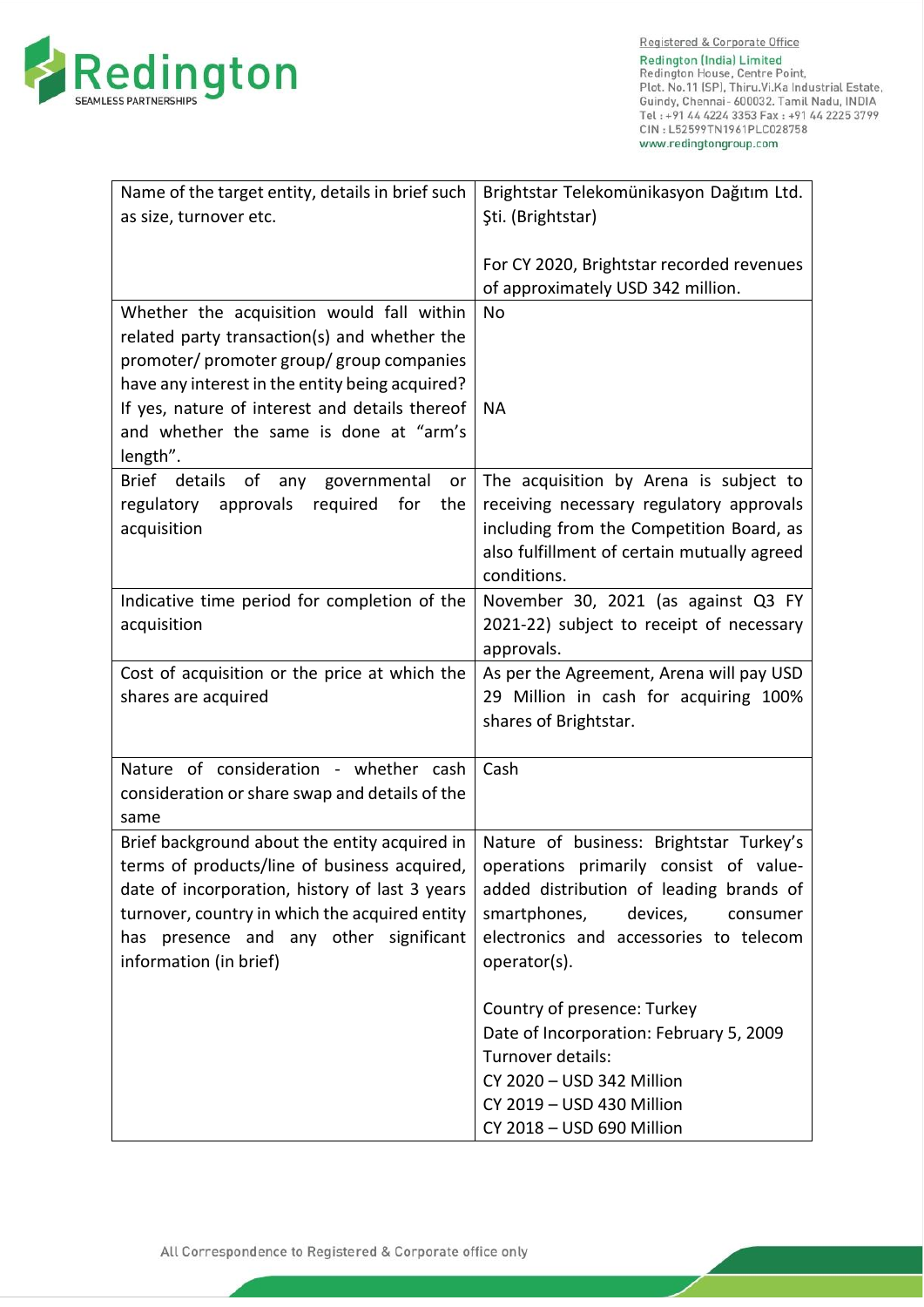| | |
|---|---|
| Name of the target entity, details in brief such as size, turnover etc. | Brightstar Telekomünikasyon Dağıtım Ltd. Şti. (Brightstar)<br><br>For CY 2020, Brightstar recorded revenues of approximately USD 342 million. |
| Whether the acquisition would fall within related party transaction(s) and whether the promoter/ promoter group/ group companies have any interest in the entity being acquired? If yes, nature of interest and details thereof and whether the same is done at "arm's length". | No<br><br>NA |
| Brief details of any governmental or regulatory approvals required for the acquisition | The acquisition by Arena is subject to receiving necessary regulatory approvals including from the Competition Board, as also fulfillment of certain mutually agreed conditions. |
| Indicative time period for completion of the acquisition | November 30, 2021 (as against Q3 FY 2021-22) subject to receipt of necessary approvals. |
| Cost of acquisition or the price at which the shares are acquired | As per the Agreement, Arena will pay USD 29 Million in cash for acquiring 100% shares of Brightstar. |
| Nature of consideration - whether cash consideration or share swap and details of the same | Cash |
| Brief background about the entity acquired in terms of products/line of business acquired, date of incorporation, history of last 3 years turnover, country in which the acquired entity has presence and any other significant information (in brief) | Nature of business: Brightstar Turkey's operations primarily consist of value-added distribution of leading brands of smartphones, devices, consumer electronics and accessories to telecom operator(s).<br><br>Country of presence: Turkey<br>Date of Incorporation: February 5, 2009<br>Turnover details:<br>CY 2020 – USD 342 Million<br>CY 2019 – USD 430 Million<br>CY 2018 – USD 690 Million |